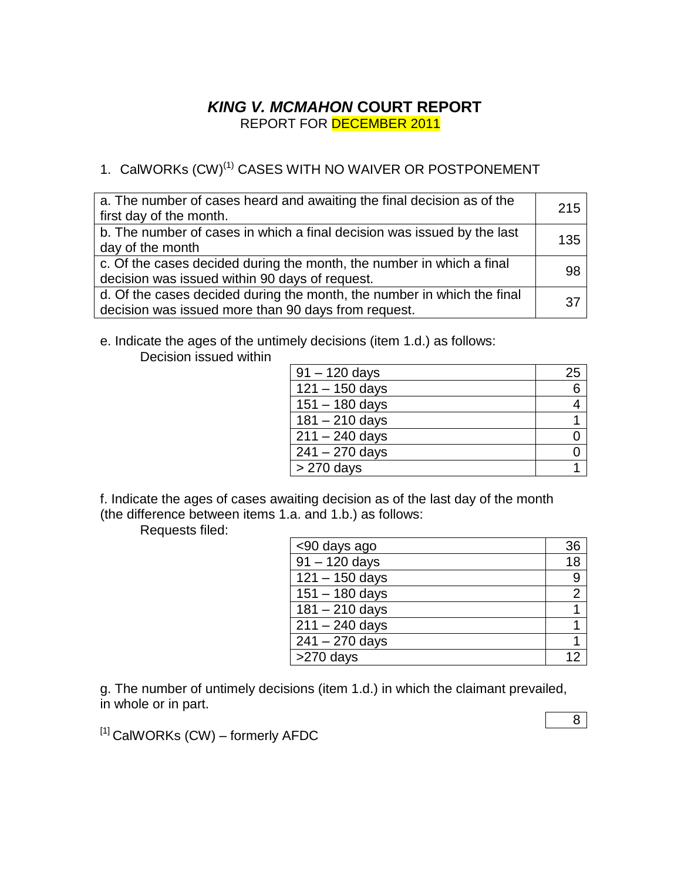# *KING V. MCMAHON* COURT REPORT

REPORT FOR DECEMBER 2011

## 1. CalWORKs (CW)[1] CASES WITH NO WAIVER OR POSTPONEMENT

| | |
|---|---|
| a. The number of cases heard and awaiting the final decision as of the first day of the month. | 215 |
| b. The number of cases in which a final decision was issued by the last day of the month | 135 |
| c. Of the cases decided during the month, the number in which a final decision was issued within 90 days of request. | 98 |
| d. Of the cases decided during the month, the number in which the final decision was issued more than 90 days from request. | 37 |

e. Indicate the ages of the untimely decisions (item 1.d.) as follows:

Decision issued within

| | |
|---|---|
| 91 – 120 days | 25 |
| 121 – 150 days | 6 |
| 151 – 180 days | 4 |
| 181 – 210 days | 1 |
| 211 – 240 days | 0 |
| 241 – 270 days | 0 |
| > 270 days | 1 |

f. Indicate the ages of cases awaiting decision as of the last day of the month (the difference between items 1.a. and 1.b.) as follows:

Requests filed:

| | |
|---|---|
| <90 days ago | 36 |
| 91 – 120 days | 18 |
| 121 – 150 days | 9 |
| 151 – 180 days | 2 |
| 181 – 210 days | 1 |
| 211 – 240 days | 1 |
| 241 – 270 days | 1 |
| >270 days | 12 |

g. The number of untimely decisions (item 1.d.) in which the claimant prevailed, in whole or in part.

| |
|---|
| 8 |

[1] CalWORKs (CW) – formerly AFDC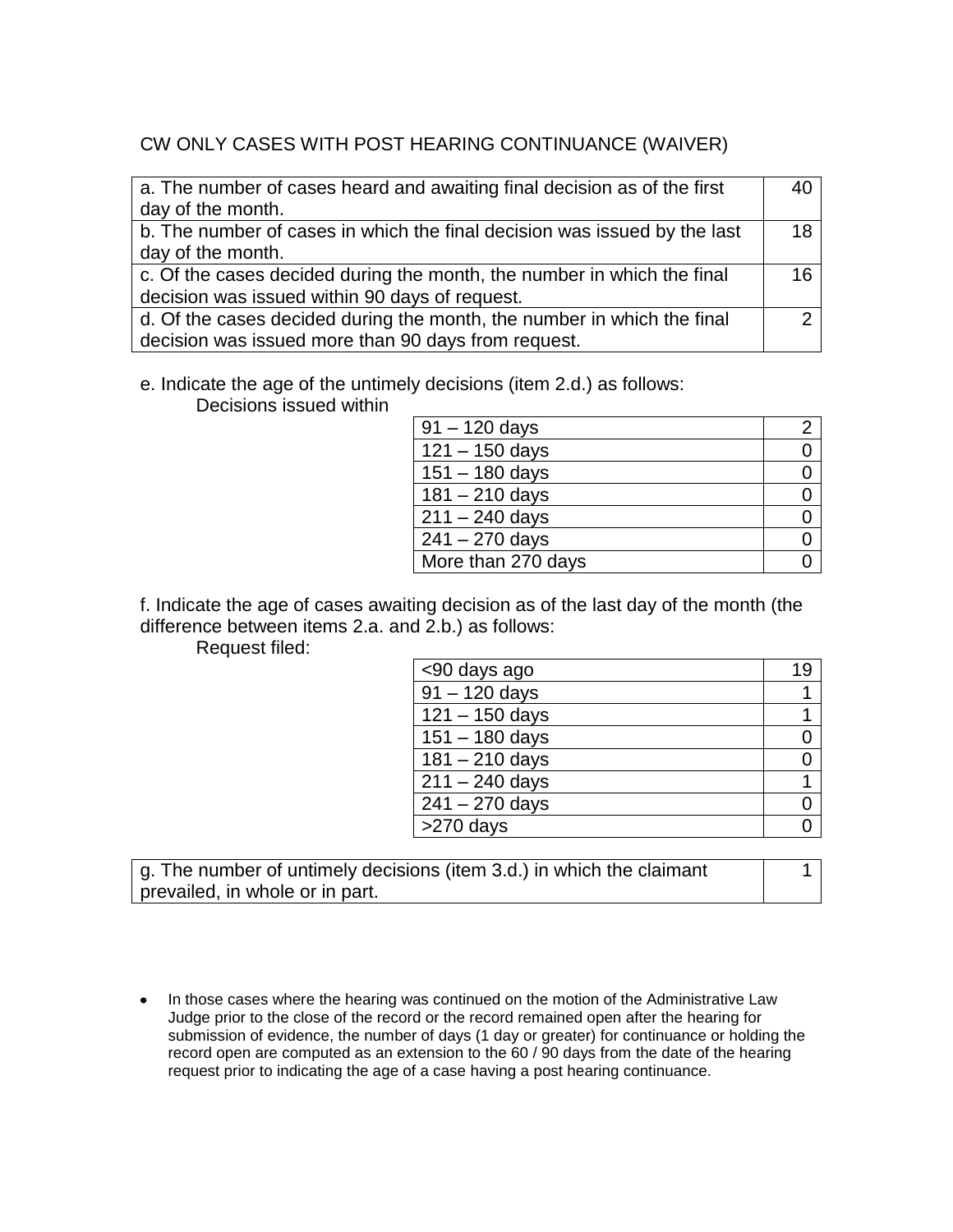CW ONLY CASES WITH POST HEARING CONTINUANCE (WAIVER)

| | |
|---|---|
| a. The number of cases heard and awaiting final decision as of the first day of the month. | 40 |
| b. The number of cases in which the final decision was issued by the last day of the month. | 18 |
| c. Of the cases decided during the month, the number in which the final decision was issued within 90 days of request. | 16 |
| d. Of the cases decided during the month, the number in which the final decision was issued more than 90 days from request. | 2 |

e. Indicate the age of the untimely decisions (item 2.d.) as follows:
Decisions issued within

| | |
|---|---|
| 91 – 120 days | 2 |
| 121 – 150 days | 0 |
| 151 – 180 days | 0 |
| 181 – 210 days | 0 |
| 211 – 240 days | 0 |
| 241 – 270 days | 0 |
| More than 270 days | 0 |

f. Indicate the age of cases awaiting decision as of the last day of the month (the difference between items 2.a. and 2.b.) as follows:
Request filed:

| | |
|---|---|
| <90 days ago | 19 |
| 91 – 120 days | 1 |
| 121 – 150 days | 1 |
| 151 – 180 days | 0 |
| 181 – 210 days | 0 |
| 211 – 240 days | 1 |
| 241 – 270 days | 0 |
| >270 days | 0 |

| | |
|---|---|
| g. The number of untimely decisions (item 3.d.) in which the claimant prevailed, in whole or in part. | 1 |

- In those cases where the hearing was continued on the motion of the Administrative Law Judge prior to the close of the record or the record remained open after the hearing for submission of evidence, the number of days (1 day or greater) for continuance or holding the record open are computed as an extension to the 60 / 90 days from the date of the hearing request prior to indicating the age of a case having a post hearing continuance.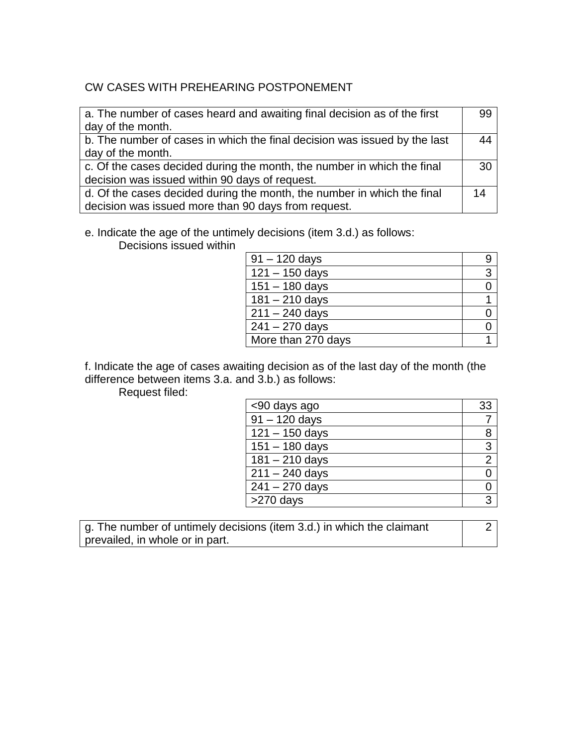CW CASES WITH PREHEARING POSTPONEMENT

| | |
|---|---|
| a. The number of cases heard and awaiting final decision as of the first day of the month. | 99 |
| b. The number of cases in which the final decision was issued by the last day of the month. | 44 |
| c. Of the cases decided during the month, the number in which the final decision was issued within 90 days of request. | 30 |
| d. Of the cases decided during the month, the number in which the final decision was issued more than 90 days from request. | 14 |

e. Indicate the age of the untimely decisions (item 3.d.) as follows:

Decisions issued within

| | |
|---|---|
| 91 – 120 days | 9 |
| 121 – 150 days | 3 |
| 151 – 180 days | 0 |
| 181 – 210 days | 1 |
| 211 – 240 days | 0 |
| 241 – 270 days | 0 |
| More than 270 days | 1 |

f. Indicate the age of cases awaiting decision as of the last day of the month (the difference between items 3.a. and 3.b.) as follows:

Request filed:

| | |
|---|---|
| <90 days ago | 33 |
| 91 – 120 days | 7 |
| 121 – 150 days | 8 |
| 151 – 180 days | 3 |
| 181 – 210 days | 2 |
| 211 – 240 days | 0 |
| 241 – 270 days | 0 |
| >270 days | 3 |

| | |
|---|---|
| g. The number of untimely decisions (item 3.d.) in which the claimant prevailed, in whole or in part. | 2 |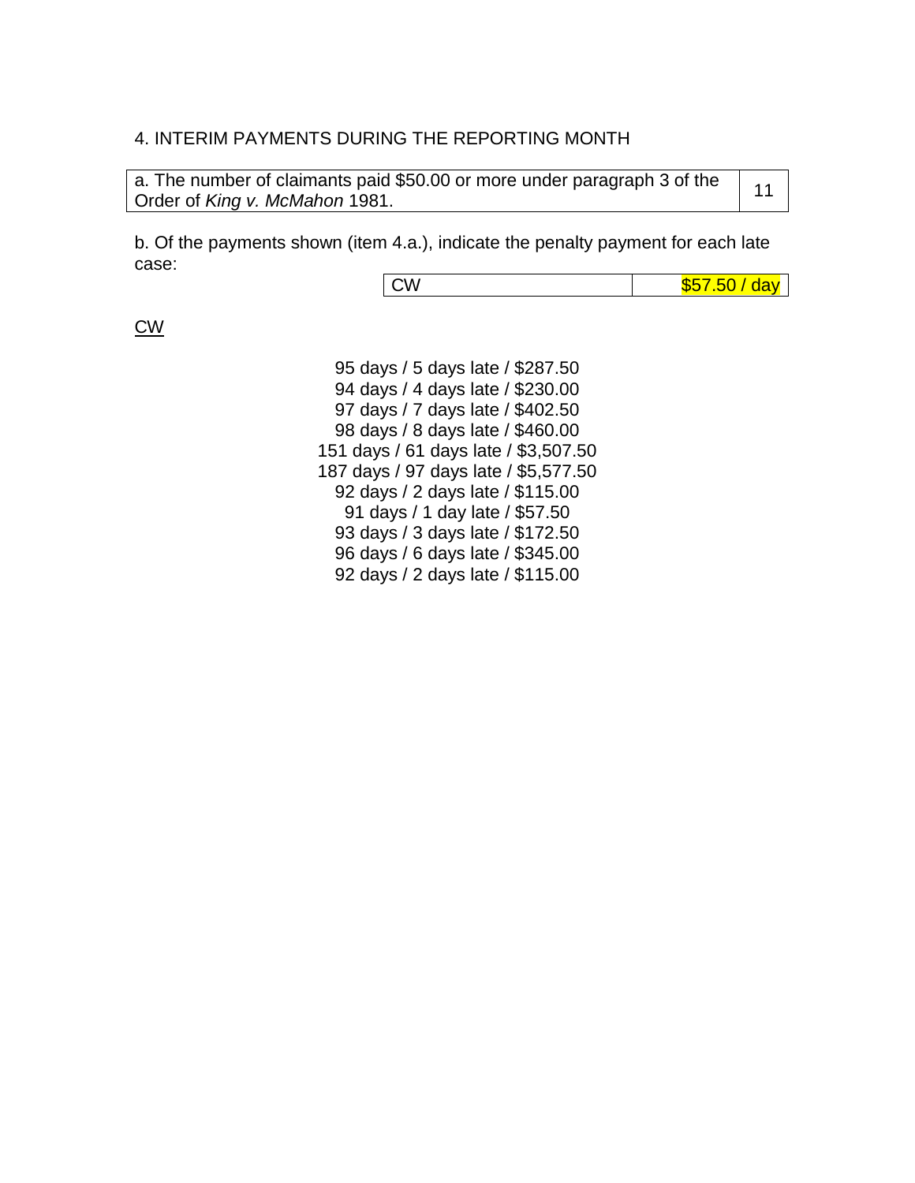4. INTERIM PAYMENTS DURING THE REPORTING MONTH

| | |
|---|---|
| a. The number of claimants paid $50.00 or more under paragraph 3 of the Order of *King v. McMahon* 1981. | 11 |

b. Of the payments shown (item 4.a.), indicate the penalty payment for each late case:

| | |
|---|---|
| CW | $57.50 / day |

CW

95 days / 5 days late / $287.50
94 days / 4 days late / $230.00
97 days / 7 days late / $402.50
98 days / 8 days late / $460.00
151 days / 61 days late / $3,507.50
187 days / 97 days late / $5,577.50
92 days / 2 days late / $115.00
91 days / 1 day late / $57.50
93 days / 3 days late / $172.50
96 days / 6 days late / $345.00
92 days / 2 days late / $115.00